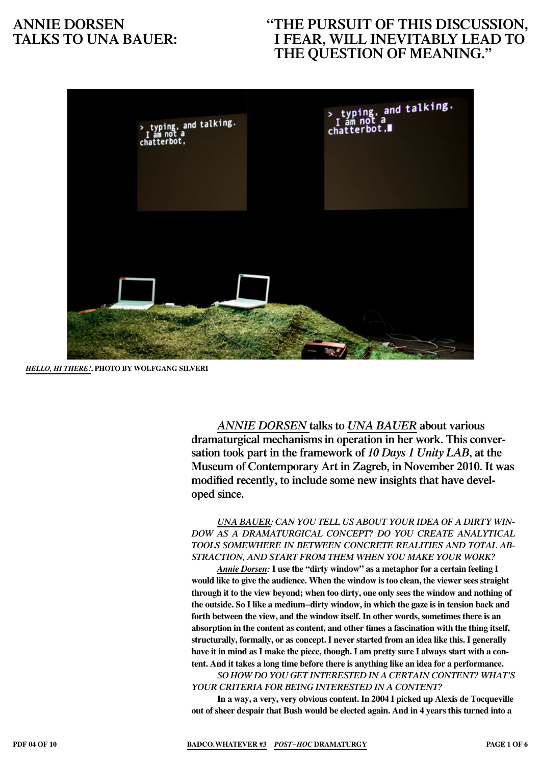# ANNIE DORSEN TALKS TO UNA BAUER: "THE PURSUIT OF THIS DISCUSSION, I FEAR, WILL INEVITABLY LEAD TO THE QUESTION OF MEANING."

***HELLO, HI THERE!*, PHOTO BY WOLFGANG SILVERI**

**_ANNIE DORSEN_ talks to _UNA BAUER_ about various dramaturgical mechanisms in operation in her work. This conversation took part in the framework of _10 Days 1 Unity LAB_, at the Museum of Contemporary Art in Zagreb, in November 2010. It was modified recently, to include some new insights that have developed since.**

*UNA BAUER: CAN YOU TELL US ABOUT YOUR IDEA OF A DIRTY WINDOW AS A DRAMATURGICAL CONCEPT? DO YOU CREATE ANALYTICAL TOOLS SOMEWHERE IN BETWEEN CONCRETE REALITIES AND TOTAL ABSTRACTION, AND START FROM THEM WHEN YOU MAKE YOUR WORK?*

***Annie Dorsen:*** **I use the "dirty window" as a metaphor for a certain feeling I would like to give the audience. When the window is too clean, the viewer sees straight through it to the view beyond; when too dirty, one only sees the window and nothing of the outside. So I like a medium–dirty window, in which the gaze is in tension back and forth between the view, and the window itself. In other words, sometimes there is an absorption in the content as content, and other times a fascination with the thing itself, structurally, formally, or as concept. I never started from an idea like this. I generally have it in mind as I make the piece, though. I am pretty sure I always start with a content. And it takes a long time before there is anything like an idea for a performance.**

*SO HOW DO YOU GET INTERESTED IN A CERTAIN CONTENT? WHAT'S YOUR CRITERIA FOR BEING INTERESTED IN A CONTENT?*

**In a way, a very, very obvious content. In 2004 I picked up Alexis de Tocqueville out of sheer despair that Bush would be elected again. And in 4 years this turned into a**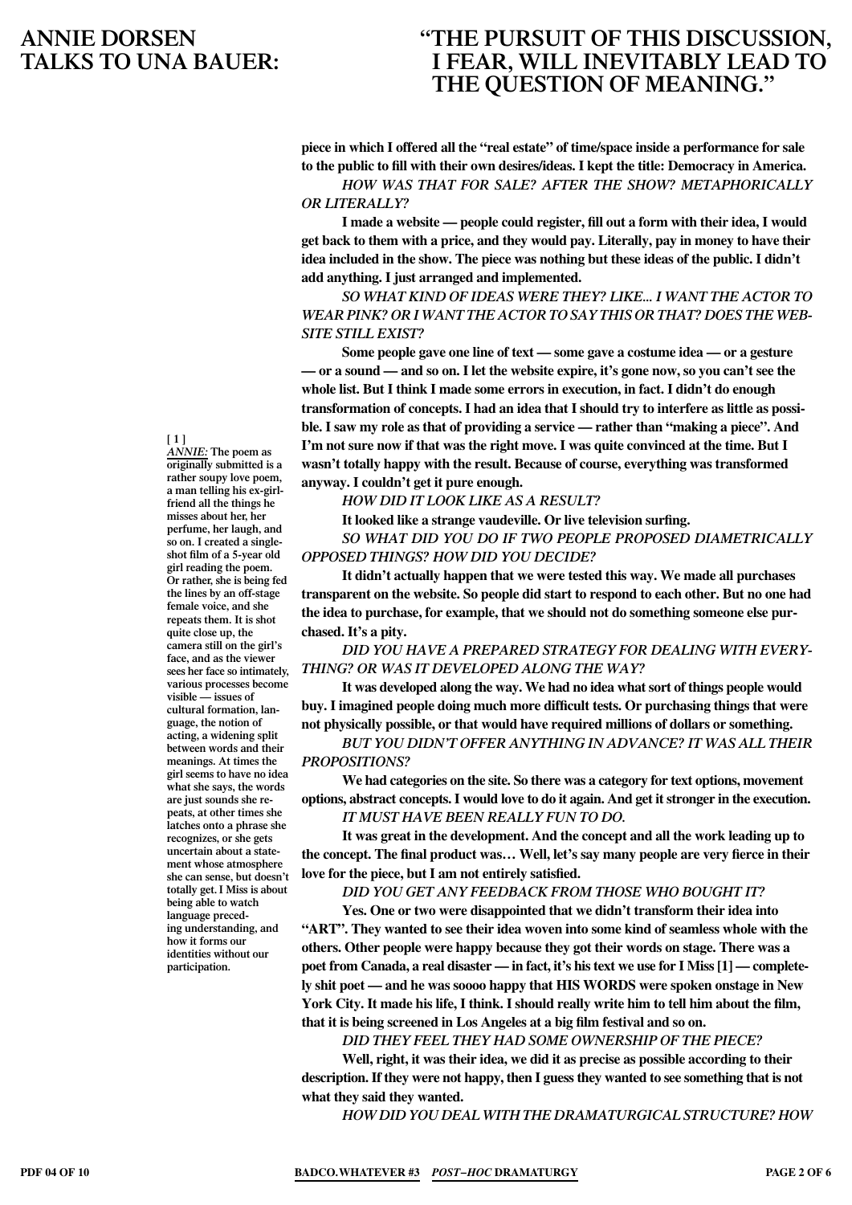piece in which I offered all the "real estate" of time/space inside a performance for sale to the public to fill with their own desires/ideas. I kept the title: Democracy in America.**

*HOW WAS THAT FOR SALE? AFTER THE SHOW? METAPHORICALLY OR LITERALLY?*

**I made a website — people could register, fill out a form with their idea, I would get back to them with a price, and they would pay. Literally, pay in money to have their idea included in the show. The piece was nothing but these ideas of the public. I didn't add anything. I just arranged and implemented.**

*SO WHAT KIND OF IDEAS WERE THEY? LIKE... I WANT THE ACTOR TO WEAR PINK? OR I WANT THE ACTOR TO SAY THIS OR THAT? DOES THE WEBSITE STILL EXIST?*

**Some people gave one line of text — some gave a costume idea — or a gesture — or a sound — and so on. I let the website expire, it's gone now, so you can't see the whole list. But I think I made some errors in execution, in fact. I didn't do enough transformation of concepts. I had an idea that I should try to interfere as little as possible. I saw my role as that of providing a service — rather than "making a piece". And I'm not sure now if that was the right move. I was quite convinced at the time. But I wasn't totally happy with the result. Because of course, everything was transformed anyway. I couldn't get it pure enough.**

*HOW DID IT LOOK LIKE AS A RESULT?*

**It looked like a strange vaudeville. Or live television surfing.**

*SO WHAT DID YOU DO IF TWO PEOPLE PROPOSED DIAMETRICALLY OPPOSED THINGS? HOW DID YOU DECIDE?*

**It didn't actually happen that we were tested this way. We made all purchases transparent on the website. So people did start to respond to each other. But no one had the idea to purchase, for example, that we should not do something someone else purchased. It's a pity.**

*DID YOU HAVE A PREPARED STRATEGY FOR DEALING WITH EVERYTHING? OR WAS IT DEVELOPED ALONG THE WAY?*

**It was developed along the way. We had no idea what sort of things people would buy. I imagined people doing much more difficult tests. Or purchasing things that were not physically possible, or that would have required millions of dollars or something.**

*BUT YOU DIDN'T OFFER ANYTHING IN ADVANCE? IT WAS ALL THEIR PROPOSITIONS?*

**We had categories on the site. So there was a category for text options, movement options, abstract concepts. I would love to do it again. And get it stronger in the execution.**

*IT MUST HAVE BEEN REALLY FUN TO DO.*

**It was great in the development. And the concept and all the work leading up to the concept. The final product was… Well, let's say many people are very fierce in their love for the piece, but I am not entirely satisfied.**

*DID YOU GET ANY FEEDBACK FROM THOSE WHO BOUGHT IT?*

**Yes. One or two were disappointed that we didn't transform their idea into "ART". They wanted to see their idea woven into some kind of seamless whole with the others. Other people were happy because they got their words on stage. There was a poet from Canada, a real disaster — in fact, it's his text we use for I Miss [1] — completely shit poet — and he was soooo happy that HIS WORDS were spoken onstage in New York City. It made his life, I think. I should really write him to tell him about the film, that it is being screened in Los Angeles at a big film festival and so on.**

*DID THEY FEEL THEY HAD SOME OWNERSHIP OF THE PIECE?*

**Well, right, it was their idea, we did it as precise as possible according to their description. If they were not happy, then I guess they wanted to see something that is not what they said they wanted.**

*HOW DID YOU DEAL WITH THE DRAMATURGICAL STRUCTURE? HOW*

---

**[1]** *ANNIE:* **The poem as originally submitted is a rather soupy love poem, a man telling his ex-girlfriend all the things he misses about her, her perfume, her laugh, and so on. I created a single-shot film of a 5-year old girl reading the poem. Or rather, she is being fed the lines by an off-stage female voice, and she repeats them. It is shot quite close up, the camera still on the girl's face, and as the viewer sees her face so intimately, various processes become visible — issues of cultural formation, language, the notion of acting, a widening split between words and their meanings. At times the girl seems to have no idea what she says, the words are just sounds she repeats, at other times she latches onto a phrase she recognizes, or she gets uncertain about a statement whose atmosphere she can sense, but doesn't totally get. I Miss is about being able to watch language preceding understanding, and how it forms our identities without our participation.**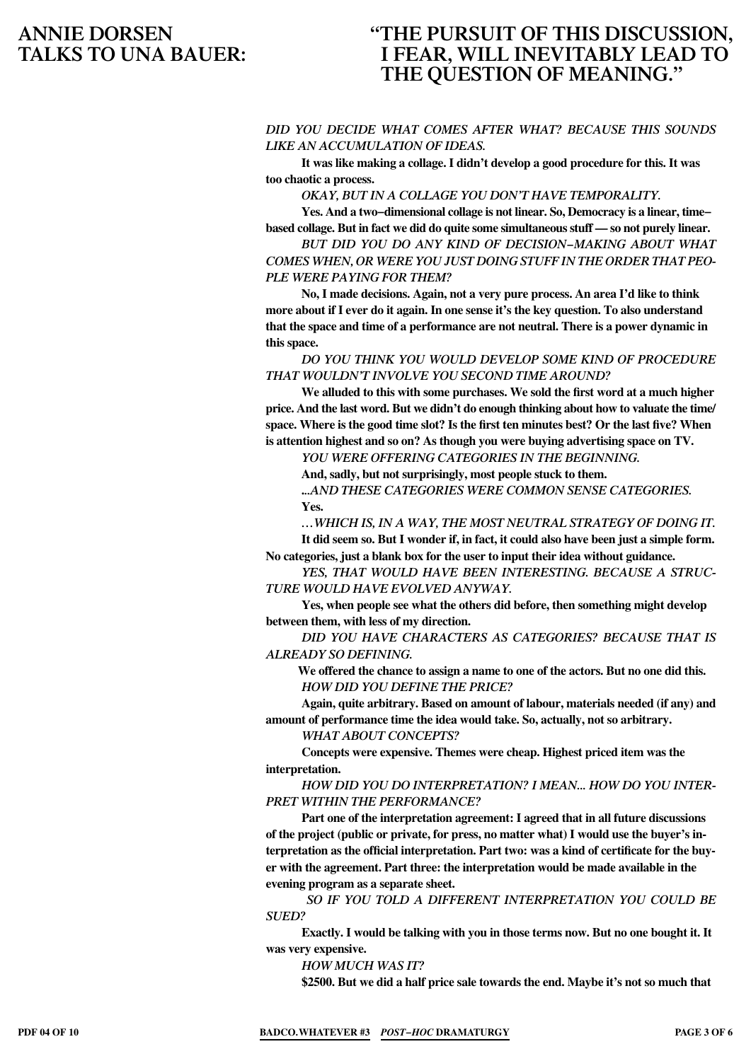# ANNIE DORSEN TALKS TO UNA BAUER: "THE PURSUIT OF THIS DISCUSSION, I FEAR, WILL INEVITABLY LEAD TO THE QUESTION OF MEANING."

*DID YOU DECIDE WHAT COMES AFTER WHAT? BECAUSE THIS SOUNDS LIKE AN ACCUMULATION OF IDEAS.*

**It was like making a collage. I didn't develop a good procedure for this. It was too chaotic a process.**

*OKAY, BUT IN A COLLAGE YOU DON'T HAVE TEMPORALITY.*

**Yes. And a two–dimensional collage is not linear. So, Democracy is a linear, time–based collage. But in fact we did do quite some simultaneous stuff — so not purely linear.**

*BUT DID YOU DO ANY KIND OF DECISION–MAKING ABOUT WHAT COMES WHEN, OR WERE YOU JUST DOING STUFF IN THE ORDER THAT PEOPLE WERE PAYING FOR THEM?*

**No, I made decisions. Again, not a very pure process. An area I'd like to think more about if I ever do it again. In one sense it's the key question. To also understand that the space and time of a performance are not neutral. There is a power dynamic in this space.**

*DO YOU THINK YOU WOULD DEVELOP SOME KIND OF PROCEDURE THAT WOULDN'T INVOLVE YOU SECOND TIME AROUND?*

**We alluded to this with some purchases. We sold the first word at a much higher price. And the last word. But we didn't do enough thinking about how to valuate the time/space. Where is the good time slot? Is the first ten minutes best? Or the last five? When is attention highest and so on? As though you were buying advertising space on TV.**

*YOU WERE OFFERING CATEGORIES IN THE BEGINNING.*

**And, sadly, but not surprisingly, most people stuck to them.**

*...AND THESE CATEGORIES WERE COMMON SENSE CATEGORIES.*

**Yes.**

*…WHICH IS, IN A WAY, THE MOST NEUTRAL STRATEGY OF DOING IT.*

**It did seem so. But I wonder if, in fact, it could also have been just a simple form. No categories, just a blank box for the user to input their idea without guidance.**

*YES, THAT WOULD HAVE BEEN INTERESTING. BECAUSE A STRUCTURE WOULD HAVE EVOLVED ANYWAY.*

**Yes, when people see what the others did before, then something might develop between them, with less of my direction.**

*DID YOU HAVE CHARACTERS AS CATEGORIES? BECAUSE THAT IS ALREADY SO DEFINING.*

**We offered the chance to assign a name to one of the actors. But no one did this.**

*HOW DID YOU DEFINE THE PRICE?*

**Again, quite arbitrary. Based on amount of labour, materials needed (if any) and amount of performance time the idea would take. So, actually, not so arbitrary.**

*WHAT ABOUT CONCEPTS?*

**Concepts were expensive. Themes were cheap. Highest priced item was the interpretation.**

*HOW DID YOU DO INTERPRETATION? I MEAN... HOW DO YOU INTERPRET WITHIN THE PERFORMANCE?*

**Part one of the interpretation agreement: I agreed that in all future discussions of the project (public or private, for press, no matter what) I would use the buyer's interpretation as the official interpretation. Part two: was a kind of certificate for the buyer with the agreement. Part three: the interpretation would be made available in the evening program as a separate sheet.**

*SO IF YOU TOLD A DIFFERENT INTERPRETATION YOU COULD BE SUED?*

**Exactly. I would be talking with you in those terms now. But no one bought it. It was very expensive.**

*HOW MUCH WAS IT?*

**$2500. But we did a half price sale towards the end. Maybe it's not so much that**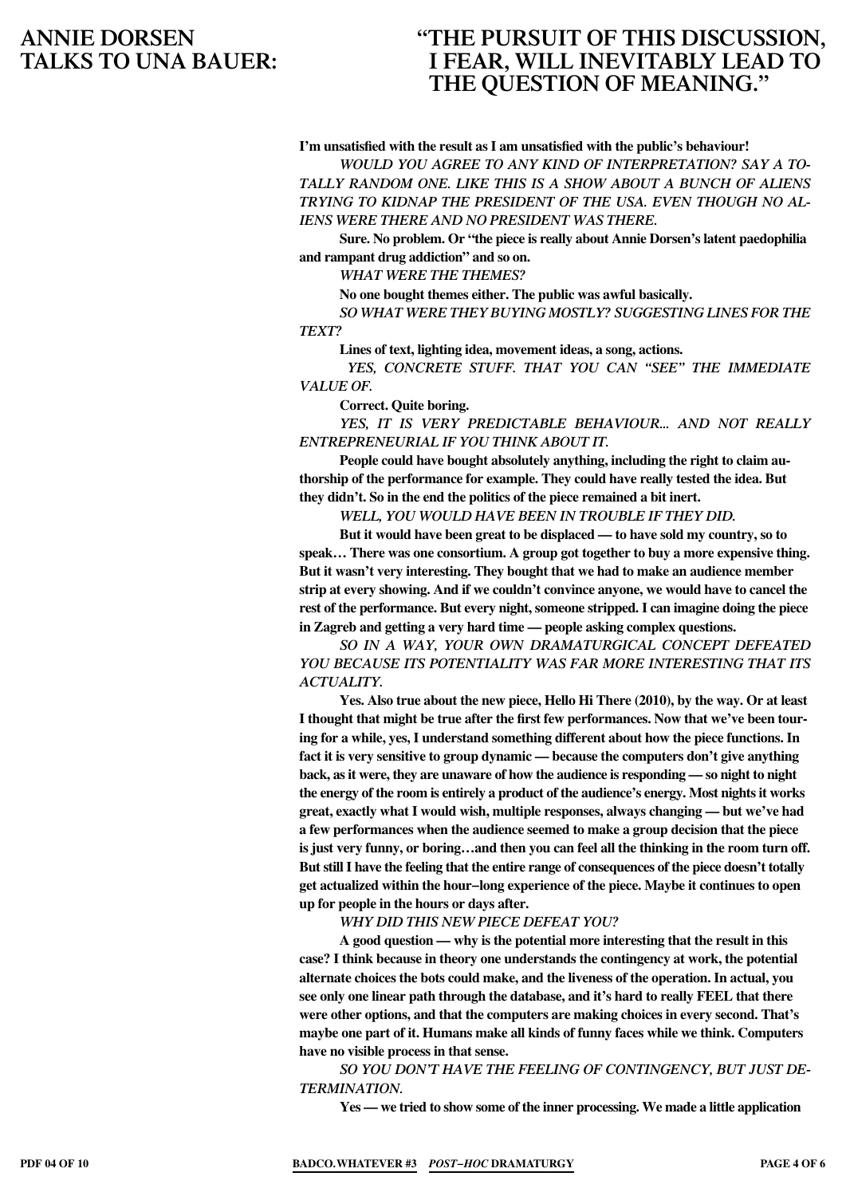# ANNIE DORSEN TALKS TO UNA BAUER: "THE PURSUIT OF THIS DISCUSSION, I FEAR, WILL INEVITABLY LEAD TO THE QUESTION OF MEANING."

**I'm unsatisfied with the result as I am unsatisfied with the public's behaviour!**

*WOULD YOU AGREE TO ANY KIND OF INTERPRETATION? SAY A TOTALLY RANDOM ONE. LIKE THIS IS A SHOW ABOUT A BUNCH OF ALIENS TRYING TO KIDNAP THE PRESIDENT OF THE USA. EVEN THOUGH NO ALIENS WERE THERE AND NO PRESIDENT WAS THERE.*

**Sure. No problem. Or "the piece is really about Annie Dorsen's latent paedophilia and rampant drug addiction" and so on.**

*WHAT WERE THE THEMES?*

**No one bought themes either. The public was awful basically.**

*SO WHAT WERE THEY BUYING MOSTLY? SUGGESTING LINES FOR THE TEXT?*

**Lines of text, lighting idea, movement ideas, a song, actions.**

*YES, CONCRETE STUFF. THAT YOU CAN "SEE" THE IMMEDIATE VALUE OF.*

**Correct. Quite boring.**

*YES, IT IS VERY PREDICTABLE BEHAVIOUR... AND NOT REALLY ENTREPRENEURIAL IF YOU THINK ABOUT IT.*

**People could have bought absolutely anything, including the right to claim authorship of the performance for example. They could have really tested the idea. But they didn't. So in the end the politics of the piece remained a bit inert.**

*WELL, YOU WOULD HAVE BEEN IN TROUBLE IF THEY DID.*

**But it would have been great to be displaced — to have sold my country, so to speak… There was one consortium. A group got together to buy a more expensive thing. But it wasn't very interesting. They bought that we had to make an audience member strip at every showing. And if we couldn't convince anyone, we would have to cancel the rest of the performance. But every night, someone stripped. I can imagine doing the piece in Zagreb and getting a very hard time — people asking complex questions.**

*SO IN A WAY, YOUR OWN DRAMATURGICAL CONCEPT DEFEATED YOU BECAUSE ITS POTENTIALITY WAS FAR MORE INTERESTING THAT ITS ACTUALITY.*

**Yes. Also true about the new piece, Hello Hi There (2010), by the way. Or at least I thought that might be true after the first few performances. Now that we've been touring for a while, yes, I understand something different about how the piece functions. In fact it is very sensitive to group dynamic — because the computers don't give anything back, as it were, they are unaware of how the audience is responding — so night to night the energy of the room is entirely a product of the audience's energy. Most nights it works great, exactly what I would wish, multiple responses, always changing — but we've had a few performances when the audience seemed to make a group decision that the piece is just very funny, or boring…and then you can feel all the thinking in the room turn off. But still I have the feeling that the entire range of consequences of the piece doesn't totally get actualized within the hour–long experience of the piece. Maybe it continues to open up for people in the hours or days after.**

*WHY DID THIS NEW PIECE DEFEAT YOU?*

**A good question — why is the potential more interesting that the result in this case? I think because in theory one understands the contingency at work, the potential alternate choices the bots could make, and the liveness of the operation. In actual, you see only one linear path through the database, and it's hard to really FEEL that there were other options, and that the computers are making choices in every second. That's maybe one part of it. Humans make all kinds of funny faces while we think. Computers have no visible process in that sense.**

*SO YOU DON'T HAVE THE FEELING OF CONTINGENCY, BUT JUST DETERMINATION.*

**Yes — we tried to show some of the inner processing. We made a little application**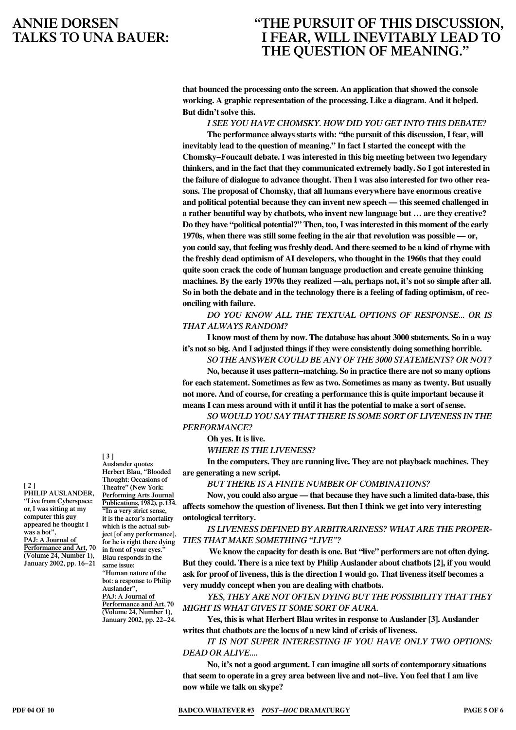that bounced the processing onto the screen. An application that showed the console working. A graphic representation of the processing. Like a diagram. And it helped. But didn't solve this.

*I SEE YOU HAVE CHOMSKY. HOW DID YOU GET INTO THIS DEBATE?*

**The performance always starts with: "the pursuit of this discussion, I fear, will inevitably lead to the question of meaning." In fact I started the concept with the Chomsky–Foucault debate. I was interested in this big meeting between two legendary thinkers, and in the fact that they communicated extremely badly. So I got interested in the failure of dialogue to advance thought. Then I was also interested for two other reasons. The proposal of Chomsky, that all humans everywhere have enormous creative and political potential because they can invent new speech — this seemed challenged in a rather beautiful way by chatbots, who invent new language but … are they creative? Do they have "political potential?" Then, too, I was interested in this moment of the early 1970s, when there was still some feeling in the air that revolution was possible — or, you could say, that feeling was freshly dead. And there seemed to be a kind of rhyme with the freshly dead optimism of AI developers, who thought in the 1960s that they could quite soon crack the code of human language production and create genuine thinking machines. By the early 1970s they realized —ah, perhaps not, it's not so simple after all. So in both the debate and in the technology there is a feeling of fading optimism, of reconciling with failure.**

*DO YOU KNOW ALL THE TEXTUAL OPTIONS OF RESPONSE... OR IS THAT ALWAYS RANDOM?*

**I know most of them by now. The database has about 3000 statements. So in a way it's not so big. And I adjusted things if they were consistently doing something horrible.**

*SO THE ANSWER COULD BE ANY OF THE 3000 STATEMENTS? OR NOT?*

**No, because it uses pattern–matching. So in practice there are not so many options for each statement. Sometimes as few as two. Sometimes as many as twenty. But usually not more. And of course, for creating a performance this is quite important because it means I can mess around with it until it has the potential to make a sort of sense.**

*SO WOULD YOU SAY THAT THERE IS SOME SORT OF LIVENESS IN THE PERFORMANCE?*

**Oh yes. It is live.**

*WHERE IS THE LIVENESS?*

**In the computers. They are running live. They are not playback machines. They are generating a new script.**

*BUT THERE IS A FINITE NUMBER OF COMBINATIONS?*

**Now, you could also argue — that because they have such a limited data-base, this affects somehow the question of liveness. But then I think we get into very interesting ontological territory.**

*IS LIVENESS DEFINED BY ARBITRARINESS? WHAT ARE THE PROPERTIES THAT MAKE SOMETHING "LIVE"?*

**We know the capacity for death is one. But "live" performers are not often dying. But they could. There is a nice text by Philip Auslander about chatbots [2], if you would ask for proof of liveness, this is the direction I would go. That liveness itself becomes a very muddy concept when you are dealing with chatbots.**

*YES, THEY ARE NOT OFTEN DYING BUT THE POSSIBILITY THAT THEY MIGHT IS WHAT GIVES IT SOME SORT OF AURA.*

**Yes, this is what Herbert Blau writes in response to Auslander [3]. Auslander writes that chatbots are the locus of a new kind of crisis of liveness.**

*IT IS NOT SUPER INTERESTING IF YOU HAVE ONLY TWO OPTIONS: DEAD OR ALIVE....*

**No, it's not a good argument. I can imagine all sorts of contemporary situations that seem to operate in a grey area between live and not–live. You feel that I am live now while we talk on skype?**

---

**[ 2 ]**
**PHILIP AUSLANDER, "Live from Cyberspace: or, I was sitting at my computer this guy appeared he thought I was a bot", PAJ: A Journal of Performance and Art, 70 (Volume 24, Number 1), January 2002, pp. 16–21**

**[ 3 ]**
**Auslander quotes Herbert Blau, "Blooded Thought: Occasions of Theatre" (New York: Performing Arts Journal Publications, 1982), p.134. "In a very strict sense, it is the actor's mortality which is the actual subject [of any performance], for he is right there dying in front of your eyes." Blau responds in the same issue: "Human nature of the bot: a response to Philip Auslander", PAJ: A Journal of Performance and Art, 70 (Volume 24, Number 1), January 2002, pp. 22–24.**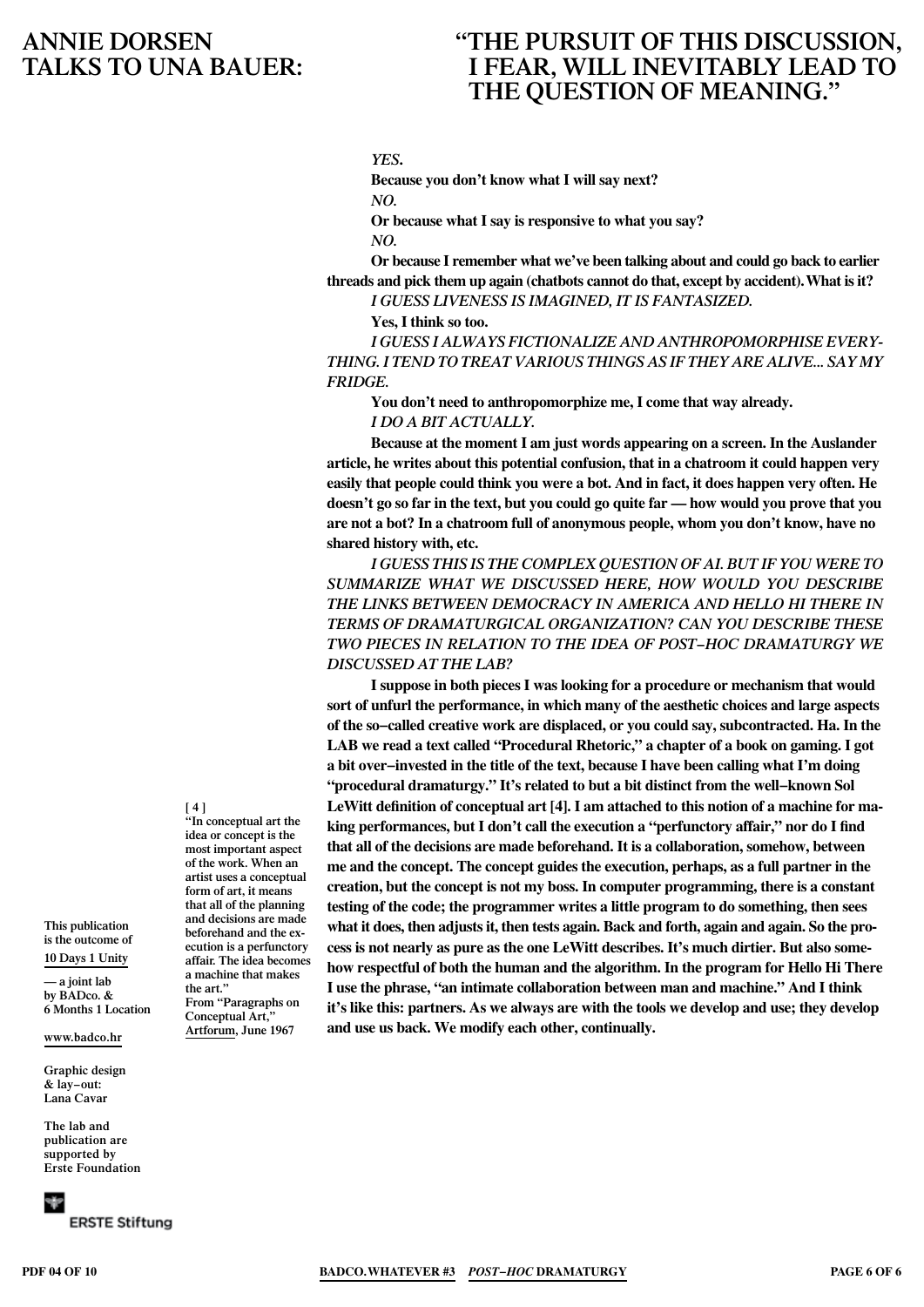*YES.*

**Because you don't know what I will say next?**

*NO.*

**Or because what I say is responsive to what you say?**

*NO.*

**Or because I remember what we've been talking about and could go back to earlier threads and pick them up again (chatbots cannot do that, except by accident). What is it?**

*I GUESS LIVENESS IS IMAGINED, IT IS FANTASIZED.*

**Yes, I think so too.**

*I GUESS I ALWAYS FICTIONALIZE AND ANTHROPOMORPHISE EVERYTHING. I TEND TO TREAT VARIOUS THINGS AS IF THEY ARE ALIVE... SAY MY FRIDGE.*

**You don't need to anthropomorphize me, I come that way already.**

*I DO A BIT ACTUALLY.*

**Because at the moment I am just words appearing on a screen. In the Auslander article, he writes about this potential confusion, that in a chatroom it could happen very easily that people could think you were a bot. And in fact, it does happen very often. He doesn't go so far in the text, but you could go quite far — how would you prove that you are not a bot? In a chatroom full of anonymous people, whom you don't know, have no shared history with, etc.**

*I GUESS THIS IS THE COMPLEX QUESTION OF AI. BUT IF YOU WERE TO SUMMARIZE WHAT WE DISCUSSED HERE, HOW WOULD YOU DESCRIBE THE LINKS BETWEEN DEMOCRACY IN AMERICA AND HELLO HI THERE IN TERMS OF DRAMATURGICAL ORGANIZATION? CAN YOU DESCRIBE THESE TWO PIECES IN RELATION TO THE IDEA OF POST–HOC DRAMATURGY WE DISCUSSED AT THE LAB?*

**I suppose in both pieces I was looking for a procedure or mechanism that would sort of unfurl the performance, in which many of the aesthetic choices and large aspects of the so–called creative work are displaced, or you could say, subcontracted. Ha. In the LAB we read a text called "Procedural Rhetoric," a chapter of a book on gaming. I got a bit over–invested in the title of the text, because I have been calling what I'm doing "procedural dramaturgy." It's related to but a bit distinct from the well–known Sol LeWitt definition of conceptual art [4]. I am attached to this notion of a machine for making performances, but I don't call the execution a "perfunctory affair," nor do I find that all of the decisions are made beforehand. It is a collaboration, somehow, between me and the concept. The concept guides the execution, perhaps, as a full partner in the creation, but the concept is not my boss. In computer programming, there is a constant testing of the code; the programmer writes a little program to do something, then sees what it does, then adjusts it, then tests again. Back and forth, again and again. So the process is not nearly as pure as the one LeWitt describes. It's much dirtier. But also somehow respectful of both the human and the algorithm. In the program for Hello Hi There I use the phrase, "an intimate collaboration between man and machine." And I think it's like this: partners. As we always are with the tools we develop and use; they develop and use us back. We modify each other, continually.**

[ 4 ] "In conceptual art the idea or concept is the most important aspect of the work. When an artist uses a conceptual form of art, it means that all of the planning and decisions are made beforehand and the execution is a perfunctory affair. The idea becomes a machine that makes the art." From "Paragraphs on Conceptual Art," Artforum, June 1967

This publication is the outcome of 10 Days 1 Unity — a joint lab by BADco. & 6 Months 1 Location

www.badco.hr

Graphic design & lay–out: Lana Cavar

The lab and publication are supported by Erste Foundation

ERSTE Stiftung